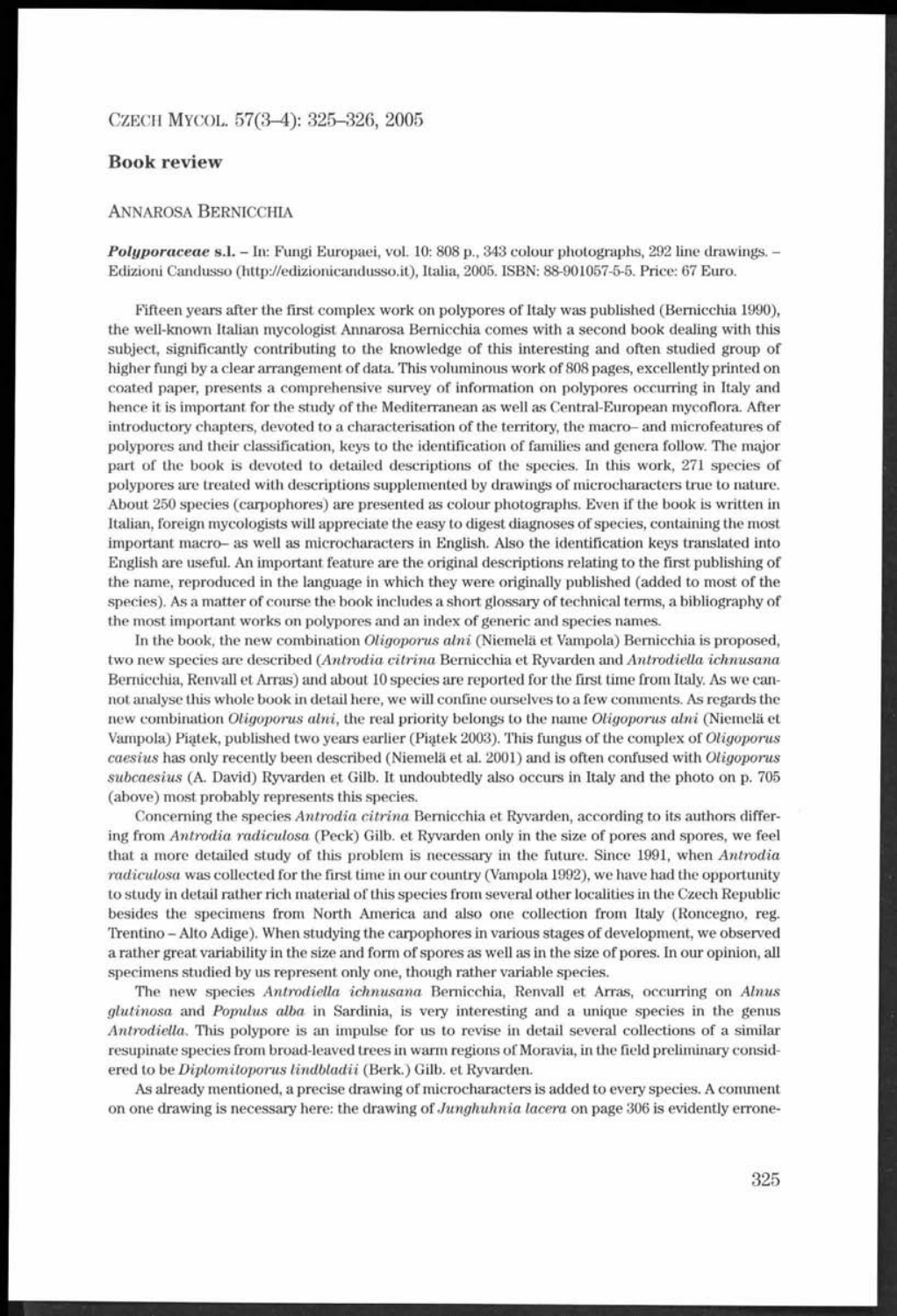## Book review

ANNAROSA BERNICCHIA

***Polyporaceae* s.l.** – In: Fungi Europaei, vol. 10: 808 p., 343 colour photographs, 292 line drawings. – Edizioni Candusso (http://edizionicandusso.it), Italia, 2005. ISBN: 88-901057-5-5. Price: 67 Euro.

Fifteen years after the first complex work on polypores of Italy was published (Bernicchia 1990), the well-known Italian mycologist Annarosa Bernicchia comes with a second book dealing with this subject, significantly contributing to the knowledge of this interesting and often studied group of higher fungi by a clear arrangement of data. This voluminous work of 808 pages, excellently printed on coated paper, presents a comprehensive survey of information on polypores occurring in Italy and hence it is important for the study of the Mediterranean as well as Central-European mycoflora. After introductory chapters, devoted to a characterisation of the territory, the macro- and microfeatures of polypores and their classification, keys to the identification of families and genera follow. The major part of the book is devoted to detailed descriptions of the species. In this work, 271 species of polypores are treated with descriptions supplemented by drawings of microcharacters true to nature. About 250 species (carpophores) are presented as colour photographs. Even if the book is written in Italian, foreign mycologists will appreciate the easy to digest diagnoses of species, containing the most important macro- as well as microcharacters in English. Also the identification keys translated into English are useful. An important feature are the original descriptions relating to the first publishing of the name, reproduced in the language in which they were originally published (added to most of the species). As a matter of course the book includes a short glossary of technical terms, a bibliography of the most important works on polypores and an index of generic and species names.

In the book, the new combination *Oligoporus alni* (Niemelä et Vampola) Bernicchia is proposed, two new species are described (*Antrodia citrina* Bernicchia et Ryvarden and *Antrodiella ichnusana* Bernicchia, Renvall et Arras) and about 10 species are reported for the first time from Italy. As we cannot analyse this whole book in detail here, we will confine ourselves to a few comments. As regards the new combination *Oligoporus alni*, the real priority belongs to the name *Oligoporus alni* (Niemelä et Vampola) Piątek, published two years earlier (Piątek 2003). This fungus of the complex of *Oligoporus caesius* has only recently been described (Niemelä et al. 2001) and is often confused with *Oligoporus subcaesius* (A. David) Ryvarden et Gilb. It undoubtedly also occurs in Italy and the photo on p. 705 (above) most probably represents this species.

Concerning the species *Antrodia citrina* Bernicchia et Ryvarden, according to its authors differing from *Antrodia radiculosa* (Peck) Gilb. et Ryvarden only in the size of pores and spores, we feel that a more detailed study of this problem is necessary in the future. Since 1991, when *Antrodia radiculosa* was collected for the first time in our country (Vampola 1992), we have had the opportunity to study in detail rather rich material of this species from several other localities in the Czech Republic besides the specimens from North America and also one collection from Italy (Roncegno, reg. Trentino – Alto Adige). When studying the carpophores in various stages of development, we observed a rather great variability in the size and form of spores as well as in the size of pores. In our opinion, all specimens studied by us represent only one, though rather variable species.

The new species *Antrodiella ichnusana* Bernicchia, Renvall et Arras, occurring on *Alnus glutinosa* and *Populus alba* in Sardinia, is very interesting and a unique species in the genus *Antrodiella*. This polypore is an impulse for us to revise in detail several collections of a similar resupinate species from broad-leaved trees in warm regions of Moravia, in the field preliminary considered to be *Diplomitoporus lindbladii* (Berk.) Gilb. et Ryvarden.

As already mentioned, a precise drawing of microcharacters is added to every species. A comment on one drawing is necessary here: the drawing of *Junghuhnia lacera* on page 306 is evidently errone-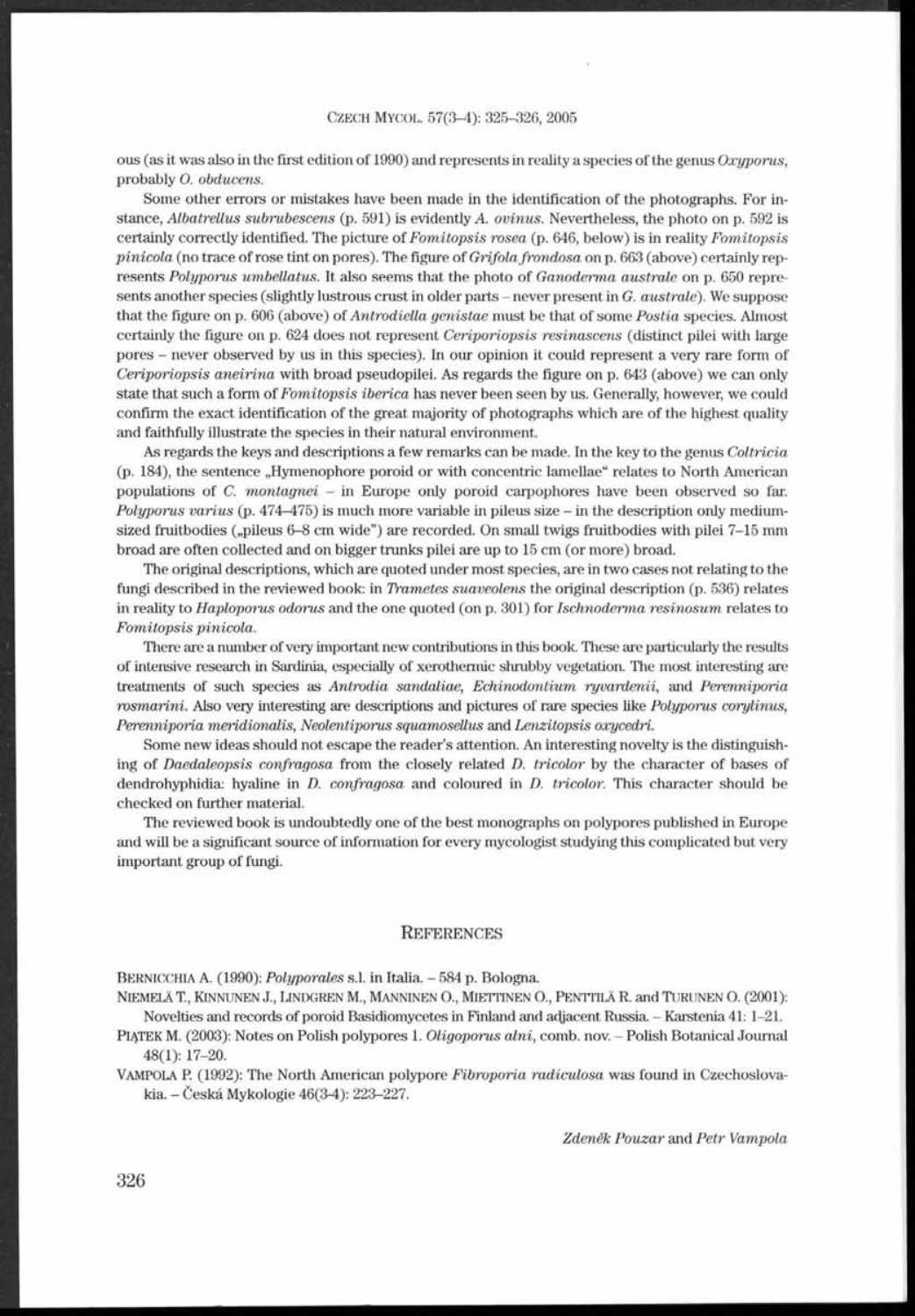ous (as it was also in the first edition of 1990) and represents in reality a species of the genus *Oxyporus*, probably *O. obducens*.

Some other errors or mistakes have been made in the identification of the photographs. For instance, *Albatrellus subrubescens* (p. 591) is evidently *A. ovinus*. Nevertheless, the photo on p. 592 is certainly correctly identified. The picture of *Fomitopsis rosea* (p. 646, below) is in reality *Fomitopsis pinicola* (no trace of rose tint on pores). The figure of *Grifola frondosa* on p. 663 (above) certainly represents *Polyporus umbellatus*. It also seems that the photo of *Ganoderma australe* on p. 650 represents another species (slightly lustrous crust in older parts – never present in *G. australe*). We suppose that the figure on p. 606 (above) of *Antrodiella genistae* must be that of some *Postia* species. Almost certainly the figure on p. 624 does not represent *Ceriporiopsis resinascens* (distinct pilei with large pores – never observed by us in this species). In our opinion it could represent a very rare form of *Ceriporiopsis aneirina* with broad pseudopilei. As regards the figure on p. 643 (above) we can only state that such a form of *Fomitopsis iberica* has never been seen by us. Generally, however, we could confirm the exact identification of the great majority of photographs which are of the highest quality and faithfully illustrate the species in their natural environment.

As regards the keys and descriptions a few remarks can be made. In the key to the genus *Coltricia* (p. 184), the sentence „Hymenophore poroid or with concentric lamellae" relates to North American populations of *C. montagnei* – in Europe only poroid carpophores have been observed so far. *Polyporus varius* (p. 474–475) is much more variable in pileus size – in the description only medium-sized fruitbodies („pileus 6–8 cm wide") are recorded. On small twigs fruitbodies with pilei 7–15 mm broad are often collected and on bigger trunks pilei are up to 15 cm (or more) broad.

The original descriptions, which are quoted under most species, are in two cases not relating to the fungi described in the reviewed book: in *Trametes suaveolens* the original description (p. 536) relates in reality to *Haploporus odorus* and the one quoted (on p. 301) for *Ischnoderma resinosum* relates to *Fomitopsis pinicola*.

There are a number of very important new contributions in this book. These are particularly the results of intensive research in Sardinia, especially of xerothermic shrubby vegetation. The most interesting are treatments of such species as *Antrodia sandaliae*, *Echinodontium ryvardenii*, and *Perenniporia rosmarini*. Also very interesting are descriptions and pictures of rare species like *Polyporus corylinus*, *Perenniporia meridionalis*, *Neolentiporus squamosellus* and *Lenzitopsis oxycedri*.

Some new ideas should not escape the reader's attention. An interesting novelty is the distinguishing of *Daedaleopsis confragosa* from the closely related *D. tricolor* by the character of bases of dendrohyphidia: hyaline in *D. confragosa* and coloured in *D. tricolor*. This character should be checked on further material.

The reviewed book is undoubtedly one of the best monographs on polypores published in Europe and will be a significant source of information for every mycologist studying this complicated but very important group of fungi.

## References

Bernicchia A. (1990): *Polyporales* s.l. in Italia. – 584 p. Bologna.

Niemelä T., Kinnunen J., Lindgren M., Manninen O., Miettinen O., Penttilä R. and Turunen O. (2001): Novelties and records of poroid Basidiomycetes in Finland and adjacent Russia. – Karstenia 41: 1–21.

Piątek M. (2003): Notes on Polish polypores 1. *Oligoporus alni*, comb. nov. – Polish Botanical Journal 48(1): 17–20.

Vampola P. (1992): The North American polypore *Fibroporia radiculosa* was found in Czechoslovakia. – Česká Mykologie 46(3-4): 223–227.

*Zdeněk Pouzar* and *Petr Vampola*